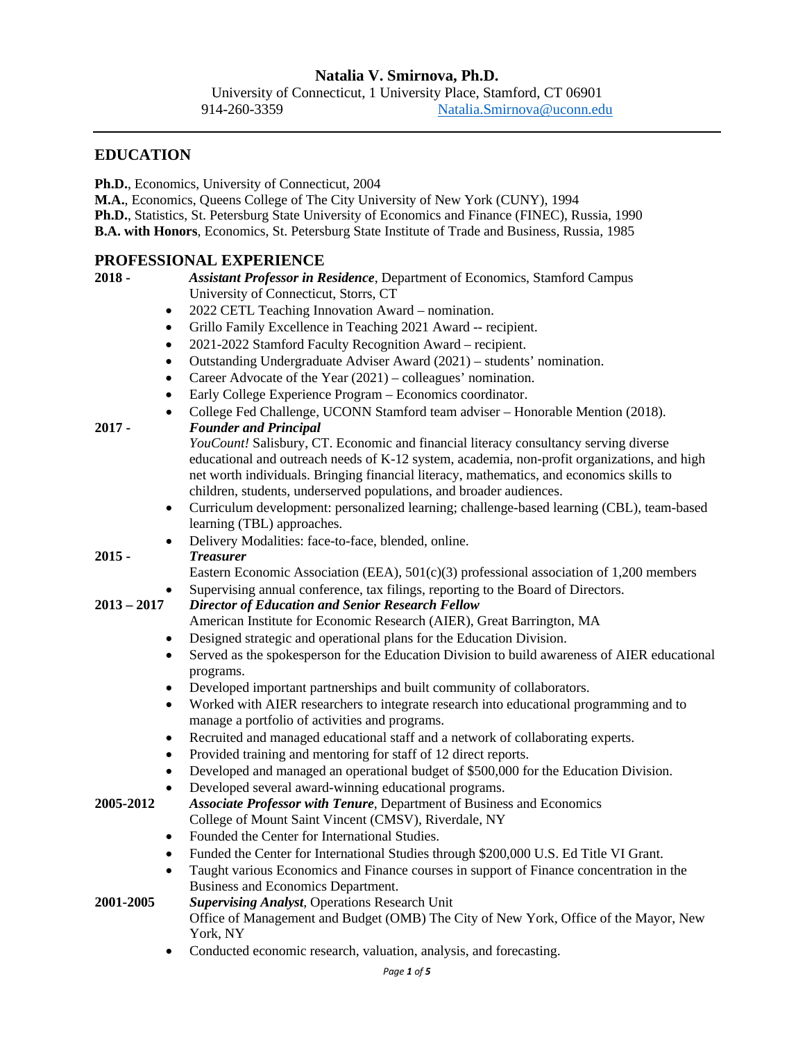# Natalia V. Smirnova, Ph.D.

University of Connecticut, 1 University Place, Stamford, CT 06901
914-260-3359 Natalia.Smirnova@uconn.edu

---

## EDUCATION

**Ph.D.**, Economics, University of Connecticut, 2004
**M.A.**, Economics, Queens College of The City University of New York (CUNY), 1994
**Ph.D.**, Statistics, St. Petersburg State University of Economics and Finance (FINEC), Russia, 1990
**B.A. with Honors**, Economics, St. Petersburg State Institute of Trade and Business, Russia, 1985

## PROFESSIONAL EXPERIENCE

**2018 -** ***Assistant Professor in Residence***, Department of Economics, Stamford Campus
University of Connecticut, Storrs, CT

- 2022 CETL Teaching Innovation Award – nomination.
- Grillo Family Excellence in Teaching 2021 Award -- recipient.
- 2021-2022 Stamford Faculty Recognition Award – recipient.
- Outstanding Undergraduate Adviser Award (2021) – students' nomination.
- Career Advocate of the Year (2021) – colleagues' nomination.
- Early College Experience Program – Economics coordinator.
- College Fed Challenge, UCONN Stamford team adviser – Honorable Mention (2018).

**2017 -** ***Founder and Principal***
*YouCount!* Salisbury, CT. Economic and financial literacy consultancy serving diverse educational and outreach needs of K-12 system, academia, non-profit organizations, and high net worth individuals. Bringing financial literacy, mathematics, and economics skills to children, students, underserved populations, and broader audiences.

- Curriculum development: personalized learning; challenge-based learning (CBL), team-based learning (TBL) approaches.
- Delivery Modalities: face-to-face, blended, online.

**2015 -** ***Treasurer***
Eastern Economic Association (EEA), 501(c)(3) professional association of 1,200 members

- Supervising annual conference, tax filings, reporting to the Board of Directors.

**2013 – 2017** ***Director of Education and Senior Research Fellow***
American Institute for Economic Research (AIER), Great Barrington, MA

- Designed strategic and operational plans for the Education Division.
- Served as the spokesperson for the Education Division to build awareness of AIER educational programs.
- Developed important partnerships and built community of collaborators.
- Worked with AIER researchers to integrate research into educational programming and to manage a portfolio of activities and programs.
- Recruited and managed educational staff and a network of collaborating experts.
- Provided training and mentoring for staff of 12 direct reports.
- Developed and managed an operational budget of $500,000 for the Education Division.
- Developed several award-winning educational programs.

**2005-2012** ***Associate Professor with Tenure***, Department of Business and Economics
College of Mount Saint Vincent (CMSV), Riverdale, NY

- Founded the Center for International Studies.
- Funded the Center for International Studies through $200,000 U.S. Ed Title VI Grant.
- Taught various Economics and Finance courses in support of Finance concentration in the Business and Economics Department.

**2001-2005** ***Supervising Analyst***, Operations Research Unit
Office of Management and Budget (OMB) The City of New York, Office of the Mayor, New York, NY

- Conducted economic research, valuation, analysis, and forecasting.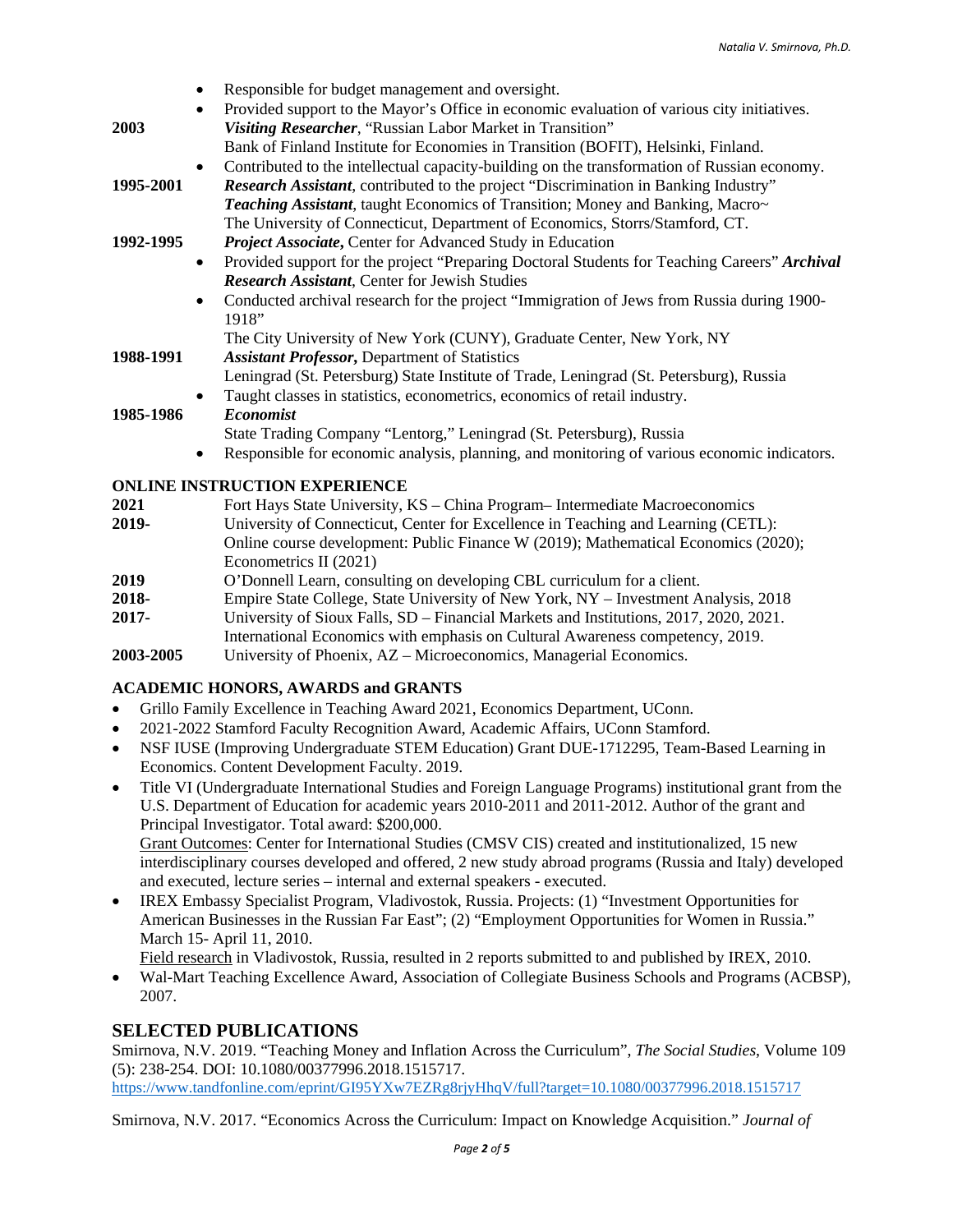- Responsible for budget management and oversight.
- Provided support to the Mayor's Office in economic evaluation of various city initiatives.

**2003** ***Visiting Researcher***, "Russian Labor Market in Transition"
Bank of Finland Institute for Economies in Transition (BOFIT), Helsinki, Finland.

- Contributed to the intellectual capacity-building on the transformation of Russian economy.

**1995-2001** ***Research Assistant***, contributed to the project "Discrimination in Banking Industry"
***Teaching Assistant***, taught Economics of Transition; Money and Banking, Macro~
The University of Connecticut, Department of Economics, Storrs/Stamford, CT.

**1992-1995** ***Project Associate,*** Center for Advanced Study in Education

- Provided support for the project "Preparing Doctoral Students for Teaching Careers" ***Archival Research Assistant***, Center for Jewish Studies
- Conducted archival research for the project "Immigration of Jews from Russia during 1900-1918"

The City University of New York (CUNY), Graduate Center, New York, NY

**1988-1991** ***Assistant Professor,*** Department of Statistics
Leningrad (St. Petersburg) State Institute of Trade, Leningrad (St. Petersburg), Russia

- Taught classes in statistics, econometrics, economics of retail industry.

**1985-1986** ***Economist***
State Trading Company "Lentorg," Leningrad (St. Petersburg), Russia

- Responsible for economic analysis, planning, and monitoring of various economic indicators.

### ONLINE INSTRUCTION EXPERIENCE

**2021** Fort Hays State University, KS – China Program– Intermediate Macroeconomics

**2019-** University of Connecticut, Center for Excellence in Teaching and Learning (CETL): Online course development: Public Finance W (2019); Mathematical Economics (2020); Econometrics II (2021)

**2019** O'Donnell Learn, consulting on developing CBL curriculum for a client.

**2018-** Empire State College, State University of New York, NY – Investment Analysis, 2018

**2017-** University of Sioux Falls, SD – Financial Markets and Institutions, 2017, 2020, 2021. International Economics with emphasis on Cultural Awareness competency, 2019.

**2003-2005** University of Phoenix, AZ – Microeconomics, Managerial Economics.

### ACADEMIC HONORS, AWARDS and GRANTS

- Grillo Family Excellence in Teaching Award 2021, Economics Department, UConn.
- 2021-2022 Stamford Faculty Recognition Award, Academic Affairs, UConn Stamford.
- NSF IUSE (Improving Undergraduate STEM Education) Grant DUE-1712295, Team-Based Learning in Economics. Content Development Faculty. 2019.
- Title VI (Undergraduate International Studies and Foreign Language Programs) institutional grant from the U.S. Department of Education for academic years 2010-2011 and 2011-2012. Author of the grant and Principal Investigator. Total award: $200,000.
  Grant Outcomes: Center for International Studies (CMSV CIS) created and institutionalized, 15 new interdisciplinary courses developed and offered, 2 new study abroad programs (Russia and Italy) developed and executed, lecture series – internal and external speakers - executed.
- IREX Embassy Specialist Program, Vladivostok, Russia. Projects: (1) "Investment Opportunities for American Businesses in the Russian Far East"; (2) "Employment Opportunities for Women in Russia." March 15- April 11, 2010.
  Field research in Vladivostok, Russia, resulted in 2 reports submitted to and published by IREX, 2010.
- Wal-Mart Teaching Excellence Award, Association of Collegiate Business Schools and Programs (ACBSP), 2007.

## SELECTED PUBLICATIONS

Smirnova, N.V. 2019. "Teaching Money and Inflation Across the Curriculum", *The Social Studies*, Volume 109 (5): 238-254. DOI: 10.1080/00377996.2018.1515717.
https://www.tandfonline.com/eprint/GI95YXw7EZRg8rjyHhqV/full?target=10.1080/00377996.2018.1515717

Smirnova, N.V. 2017. "Economics Across the Curriculum: Impact on Knowledge Acquisition." *Journal of*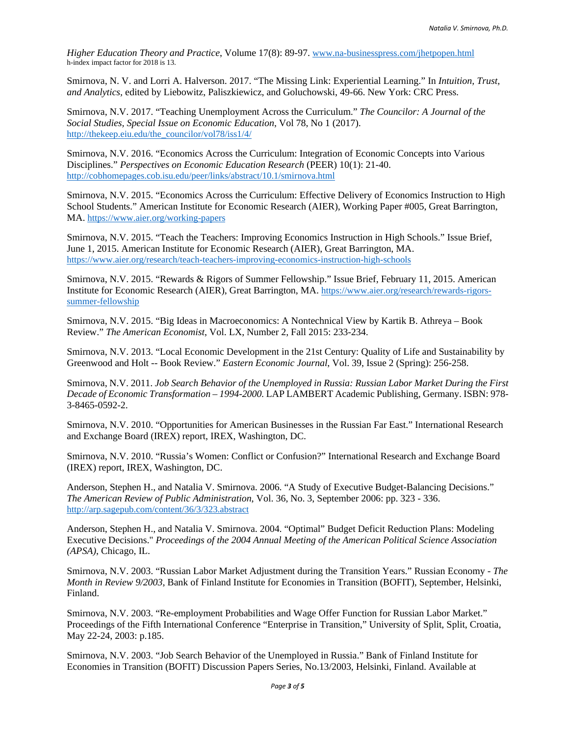*Higher Education Theory and Practice*, Volume 17(8): 89-97. www.na-businesspress.com/jhetpopen.html
h-index impact factor for 2018 is 13.

Smirnova, N. V. and Lorri A. Halverson. 2017. "The Missing Link: Experiential Learning." In *Intuition, Trust, and Analytics*, edited by Liebowitz, Paliszkiewicz, and Goluchowski, 49-66. New York: CRC Press.

Smirnova, N.V. 2017. "Teaching Unemployment Across the Curriculum." *The Councilor: A Journal of the Social Studies, Special Issue on Economic Education*, Vol 78, No 1 (2017). http://thekeep.eiu.edu/the_councilor/vol78/iss1/4/

Smirnova, N.V. 2016. "Economics Across the Curriculum: Integration of Economic Concepts into Various Disciplines." *Perspectives on Economic Education Research* (PEER) 10(1): 21-40. http://cobhomepages.cob.isu.edu/peer/links/abstract/10.1/smirnova.html

Smirnova, N.V. 2015. "Economics Across the Curriculum: Effective Delivery of Economics Instruction to High School Students." American Institute for Economic Research (AIER), Working Paper #005, Great Barrington, MA. https://www.aier.org/working-papers

Smirnova, N.V. 2015. "Teach the Teachers: Improving Economics Instruction in High Schools." Issue Brief, June 1, 2015. American Institute for Economic Research (AIER), Great Barrington, MA. https://www.aier.org/research/teach-teachers-improving-economics-instruction-high-schools

Smirnova, N.V. 2015. "Rewards & Rigors of Summer Fellowship." Issue Brief, February 11, 2015. American Institute for Economic Research (AIER), Great Barrington, MA. https://www.aier.org/research/rewards-rigors-summer-fellowship

Smirnova, N.V. 2015. "Big Ideas in Macroeconomics: A Nontechnical View by Kartik B. Athreya – Book Review." *The American Economist*, Vol. LX, Number 2, Fall 2015: 233-234.

Smirnova, N.V. 2013. "Local Economic Development in the 21st Century: Quality of Life and Sustainability by Greenwood and Holt -- Book Review." *Eastern Economic Journal*, Vol. 39, Issue 2 (Spring): 256-258.

Smirnova, N.V. 2011. *Job Search Behavior of the Unemployed in Russia: Russian Labor Market During the First Decade of Economic Transformation – 1994-2000*. LAP LAMBERT Academic Publishing, Germany. ISBN: 978-3-8465-0592-2.

Smirnova, N.V. 2010. "Opportunities for American Businesses in the Russian Far East." International Research and Exchange Board (IREX) report, IREX, Washington, DC.

Smirnova, N.V. 2010. "Russia's Women: Conflict or Confusion?" International Research and Exchange Board (IREX) report, IREX, Washington, DC.

Anderson, Stephen H., and Natalia V. Smirnova. 2006. "A Study of Executive Budget-Balancing Decisions." *The American Review of Public Administration*, Vol. 36, No. 3, September 2006: pp. 323 - 336. http://arp.sagepub.com/content/36/3/323.abstract

Anderson, Stephen H., and Natalia V. Smirnova. 2004. "Optimal" Budget Deficit Reduction Plans: Modeling Executive Decisions." *Proceedings of the 2004 Annual Meeting of the American Political Science Association (APSA)*, Chicago, IL.

Smirnova, N.V. 2003. "Russian Labor Market Adjustment during the Transition Years." Russian Economy - *The Month in Review 9/2003*, Bank of Finland Institute for Economies in Transition (BOFIT), September, Helsinki, Finland.

Smirnova, N.V. 2003. "Re-employment Probabilities and Wage Offer Function for Russian Labor Market." Proceedings of the Fifth International Conference "Enterprise in Transition," University of Split, Split, Croatia, May 22-24, 2003: p.185.

Smirnova, N.V. 2003. "Job Search Behavior of the Unemployed in Russia." Bank of Finland Institute for Economies in Transition (BOFIT) Discussion Papers Series, No.13/2003, Helsinki, Finland. Available at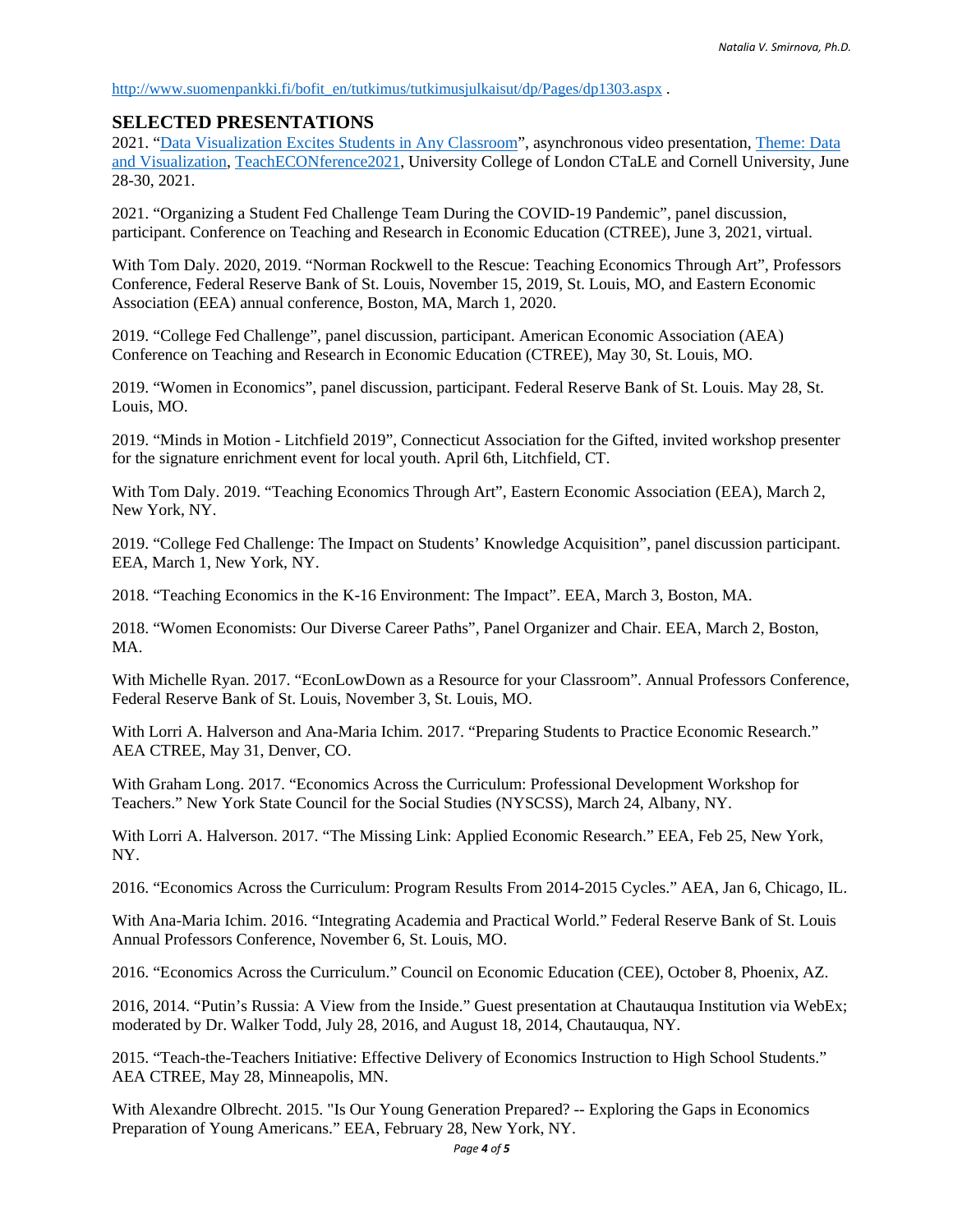http://www.suomenpankki.fi/bofit_en/tutkimus/tutkimusjulkaisut/dp/Pages/dp1303.aspx .

## SELECTED PRESENTATIONS

2021. "Data Visualization Excites Students in Any Classroom", asynchronous video presentation, Theme: Data and Visualization, TeachECONference2021, University College of London CTaLE and Cornell University, June 28-30, 2021.

2021. "Organizing a Student Fed Challenge Team During the COVID-19 Pandemic", panel discussion, participant. Conference on Teaching and Research in Economic Education (CTREE), June 3, 2021, virtual.

With Tom Daly. 2020, 2019. "Norman Rockwell to the Rescue: Teaching Economics Through Art", Professors Conference, Federal Reserve Bank of St. Louis, November 15, 2019, St. Louis, MO, and Eastern Economic Association (EEA) annual conference, Boston, MA, March 1, 2020.

2019. "College Fed Challenge", panel discussion, participant. American Economic Association (AEA) Conference on Teaching and Research in Economic Education (CTREE), May 30, St. Louis, MO.

2019. "Women in Economics", panel discussion, participant. Federal Reserve Bank of St. Louis. May 28, St. Louis, MO.

2019. "Minds in Motion - Litchfield 2019", Connecticut Association for the Gifted, invited workshop presenter for the signature enrichment event for local youth. April 6th, Litchfield, CT.

With Tom Daly. 2019. "Teaching Economics Through Art", Eastern Economic Association (EEA), March 2, New York, NY.

2019. "College Fed Challenge: The Impact on Students' Knowledge Acquisition", panel discussion participant. EEA, March 1, New York, NY.

2018. "Teaching Economics in the K-16 Environment: The Impact". EEA, March 3, Boston, MA.

2018. "Women Economists: Our Diverse Career Paths", Panel Organizer and Chair. EEA, March 2, Boston, MA.

With Michelle Ryan. 2017. "EconLowDown as a Resource for your Classroom". Annual Professors Conference, Federal Reserve Bank of St. Louis, November 3, St. Louis, MO.

With Lorri A. Halverson and Ana-Maria Ichim. 2017. "Preparing Students to Practice Economic Research." AEA CTREE, May 31, Denver, CO.

With Graham Long. 2017. "Economics Across the Curriculum: Professional Development Workshop for Teachers." New York State Council for the Social Studies (NYSCSS), March 24, Albany, NY.

With Lorri A. Halverson. 2017. "The Missing Link: Applied Economic Research." EEA, Feb 25, New York, NY.

2016. "Economics Across the Curriculum: Program Results From 2014-2015 Cycles." AEA, Jan 6, Chicago, IL.

With Ana-Maria Ichim. 2016. "Integrating Academia and Practical World." Federal Reserve Bank of St. Louis Annual Professors Conference, November 6, St. Louis, MO.

2016. "Economics Across the Curriculum." Council on Economic Education (CEE), October 8, Phoenix, AZ.

2016, 2014. "Putin's Russia: A View from the Inside." Guest presentation at Chautauqua Institution via WebEx; moderated by Dr. Walker Todd, July 28, 2016, and August 18, 2014, Chautauqua, NY.

2015. "Teach-the-Teachers Initiative: Effective Delivery of Economics Instruction to High School Students." AEA CTREE, May 28, Minneapolis, MN.

With Alexandre Olbrecht. 2015. "Is Our Young Generation Prepared? -- Exploring the Gaps in Economics Preparation of Young Americans." EEA, February 28, New York, NY.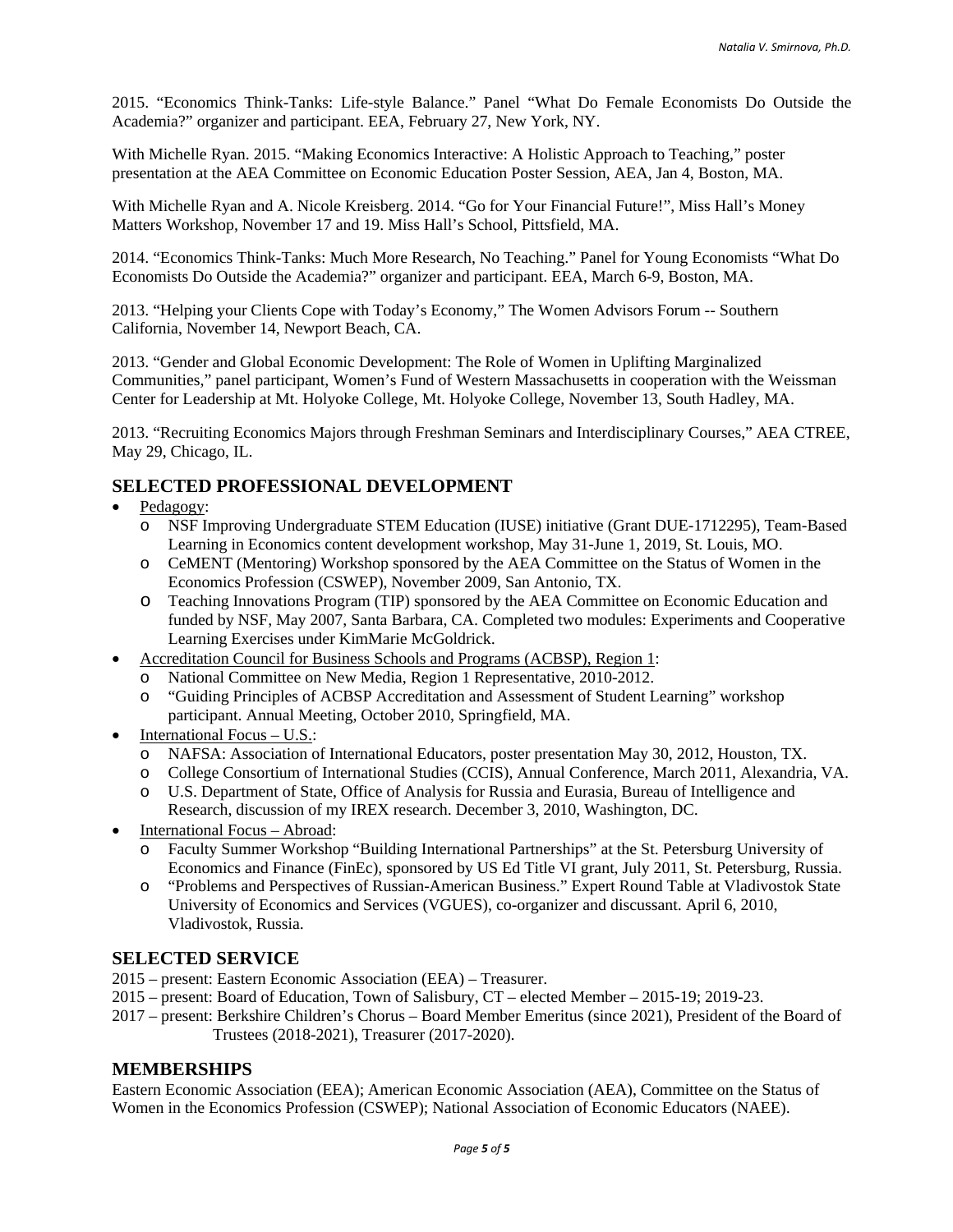2015. "Economics Think-Tanks: Life-style Balance." Panel "What Do Female Economists Do Outside the Academia?" organizer and participant. EEA, February 27, New York, NY.

With Michelle Ryan. 2015. "Making Economics Interactive: A Holistic Approach to Teaching," poster presentation at the AEA Committee on Economic Education Poster Session, AEA, Jan 4, Boston, MA.

With Michelle Ryan and A. Nicole Kreisberg. 2014. "Go for Your Financial Future!", Miss Hall's Money Matters Workshop, November 17 and 19. Miss Hall's School, Pittsfield, MA.

2014. "Economics Think-Tanks: Much More Research, No Teaching." Panel for Young Economists "What Do Economists Do Outside the Academia?" organizer and participant. EEA, March 6-9, Boston, MA.

2013. "Helping your Clients Cope with Today's Economy," The Women Advisors Forum -- Southern California, November 14, Newport Beach, CA.

2013. "Gender and Global Economic Development: The Role of Women in Uplifting Marginalized Communities," panel participant, Women's Fund of Western Massachusetts in cooperation with the Weissman Center for Leadership at Mt. Holyoke College, Mt. Holyoke College, November 13, South Hadley, MA.

2013. "Recruiting Economics Majors through Freshman Seminars and Interdisciplinary Courses," AEA CTREE, May 29, Chicago, IL.

## SELECTED PROFESSIONAL DEVELOPMENT

- Pedagogy:
  - NSF Improving Undergraduate STEM Education (IUSE) initiative (Grant DUE-1712295), Team-Based Learning in Economics content development workshop, May 31-June 1, 2019, St. Louis, MO.
  - CeMENT (Mentoring) Workshop sponsored by the AEA Committee on the Status of Women in the Economics Profession (CSWEP), November 2009, San Antonio, TX.
  - Teaching Innovations Program (TIP) sponsored by the AEA Committee on Economic Education and funded by NSF, May 2007, Santa Barbara, CA. Completed two modules: Experiments and Cooperative Learning Exercises under KimMarie McGoldrick.
- Accreditation Council for Business Schools and Programs (ACBSP), Region 1:
  - National Committee on New Media, Region 1 Representative, 2010-2012.
  - "Guiding Principles of ACBSP Accreditation and Assessment of Student Learning" workshop participant. Annual Meeting, October 2010, Springfield, MA.
- International Focus – U.S.:
  - NAFSA: Association of International Educators, poster presentation May 30, 2012, Houston, TX.
  - College Consortium of International Studies (CCIS), Annual Conference, March 2011, Alexandria, VA.
  - U.S. Department of State, Office of Analysis for Russia and Eurasia, Bureau of Intelligence and Research, discussion of my IREX research. December 3, 2010, Washington, DC.
- International Focus – Abroad:
  - Faculty Summer Workshop "Building International Partnerships" at the St. Petersburg University of Economics and Finance (FinEc), sponsored by US Ed Title VI grant, July 2011, St. Petersburg, Russia.
  - "Problems and Perspectives of Russian-American Business." Expert Round Table at Vladivostok State University of Economics and Services (VGUES), co-organizer and discussant. April 6, 2010, Vladivostok, Russia.

## SELECTED SERVICE

2015 – present: Eastern Economic Association (EEA) – Treasurer.
2015 – present: Board of Education, Town of Salisbury, CT – elected Member – 2015-19; 2019-23.
2017 – present: Berkshire Children's Chorus – Board Member Emeritus (since 2021), President of the Board of Trustees (2018-2021), Treasurer (2017-2020).

## MEMBERSHIPS

Eastern Economic Association (EEA); American Economic Association (AEA), Committee on the Status of Women in the Economics Profession (CSWEP); National Association of Economic Educators (NAEE).